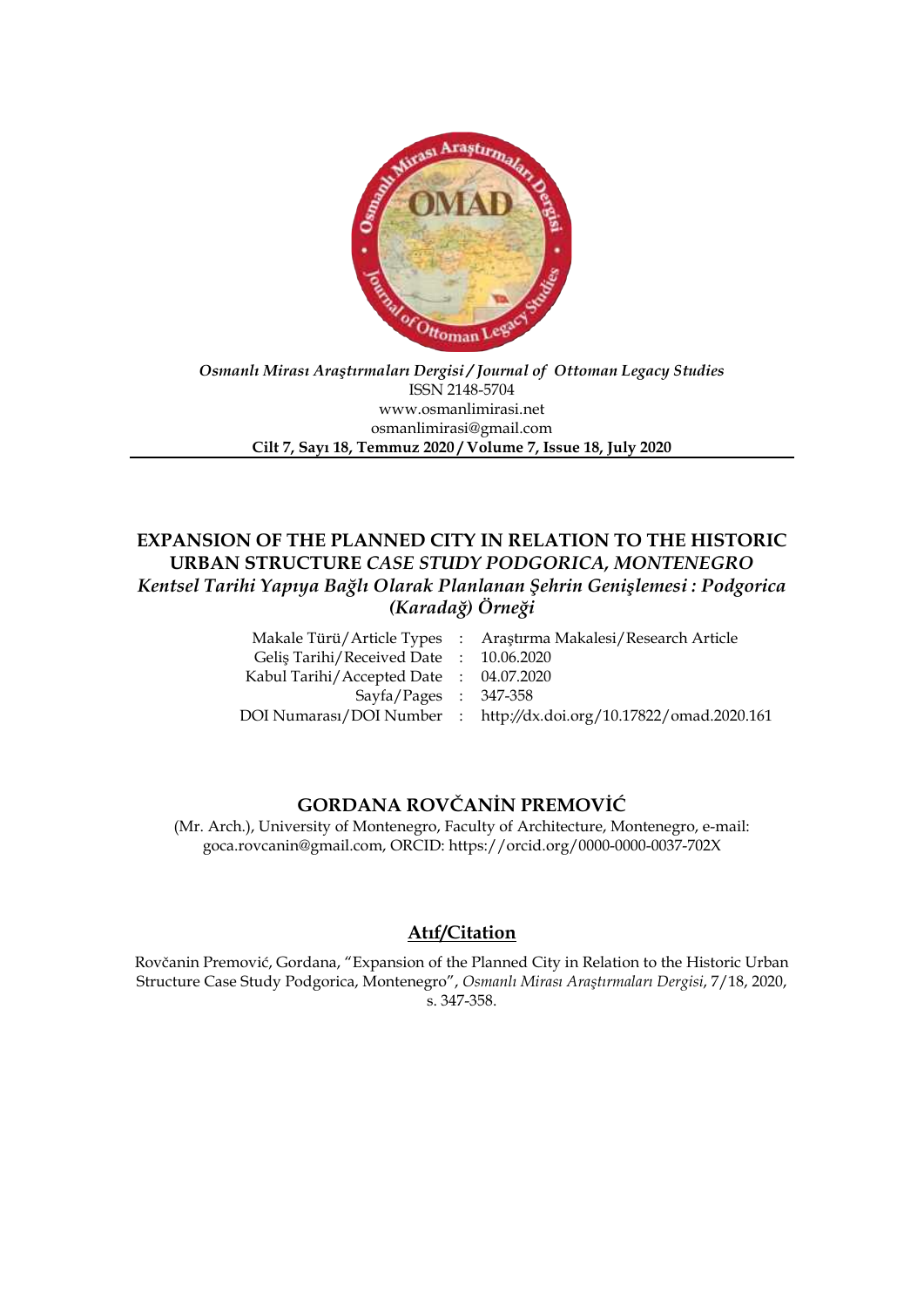*Osmanlı Mirası Araştırmaları Dergisi / Journal of Ottoman Legacy Studies*
ISSN 2148-5704
www.osmanlimirasi.net
osmanlimirasi@gmail.com
**Cilt 7, Sayı 18, Temmuz 2020 / Volume 7, Issue 18, July 2020**

# EXPANSION OF THE PLANNED CITY IN RELATION TO THE HISTORIC URBAN STRUCTURE *CASE STUDY PODGORICA, MONTENEGRO*

## *Kentsel Tarihi Yapıya Bağlı Olarak Planlanan Şehrin Genişlemesi : Podgorica (Karadağ) Örneği*

| | | |
|---|---|---|
| Makale Türü/Article Types | : | Araştırma Makalesi/Research Article |
| Geliş Tarihi/Received Date | : | 10.06.2020 |
| Kabul Tarihi/Accepted Date | : | 04.07.2020 |
| Sayfa/Pages | : | 347-358 |
| DOI Numarası/DOI Number | : | http://dx.doi.org/10.17822/omad.2020.161 |

**GORDANA ROVČANİN PREMOVİĆ**

(Mr. Arch.), University of Montenegro, Faculty of Architecture, Montenegro, e-mail: goca.rovcanin@gmail.com, ORCID: https://orcid.org/0000-0000-0037-702X

## Atıf/Citation

Rovčanin Premović, Gordana, "Expansion of the Planned City in Relation to the Historic Urban Structure Case Study Podgorica, Montenegro", *Osmanlı Mirası Araştırmaları Dergisi*, 7/18, 2020, s. 347-358.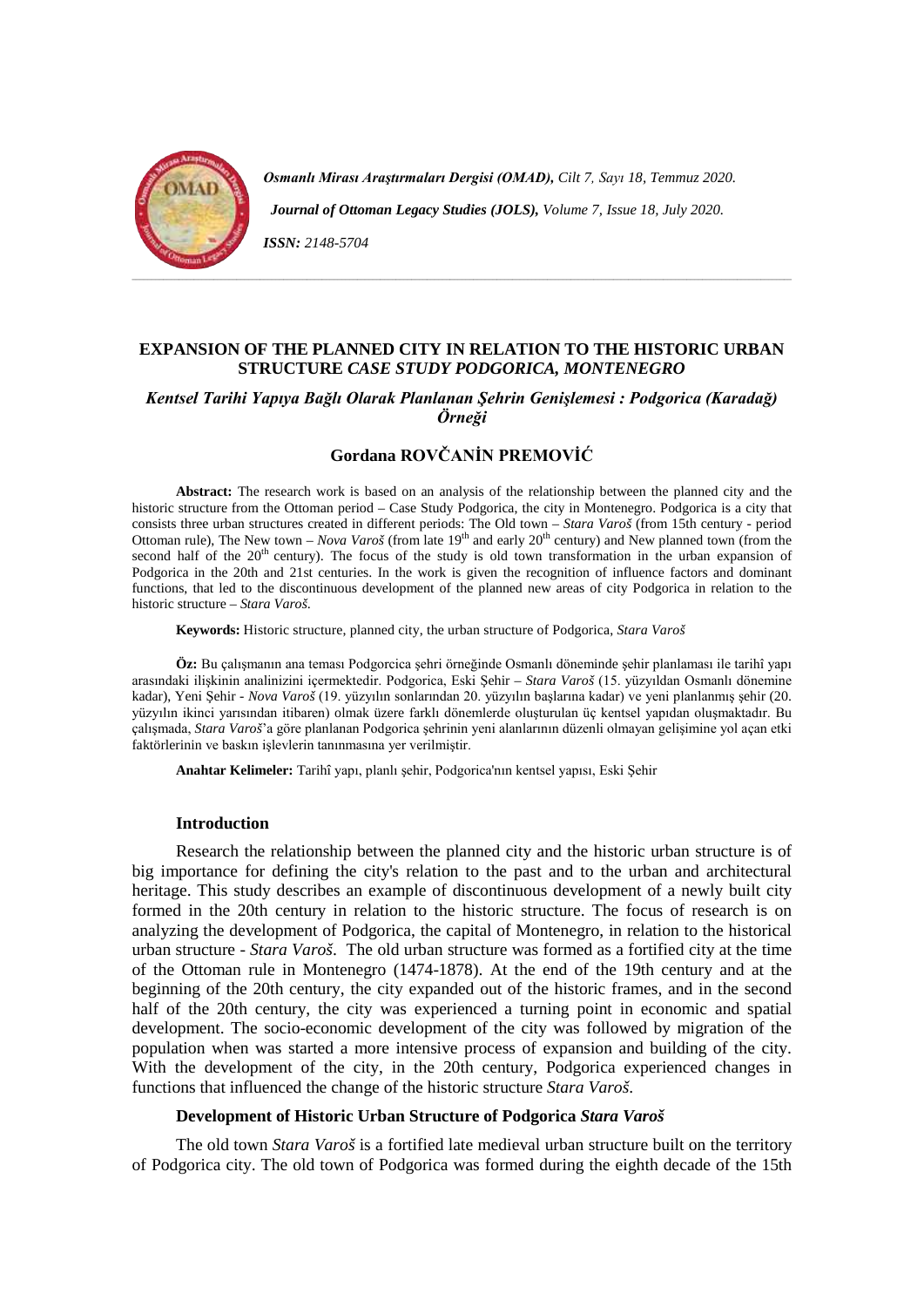# EXPANSION OF THE PLANNED CITY IN RELATION TO THE HISTORIC URBAN STRUCTURE *CASE STUDY PODGORICA, MONTENEGRO*

## *Kentsel Tarihi Yapıya Bağlı Olarak Planlanan Şehrin Genişlemesi : Podgorica (Karadağ) Örneği*

### Gordana ROVČANİN PREMOVİĆ

**Abstract:** The research work is based on an analysis of the relationship between the planned city and the historic structure from the Ottoman period – Case Study Podgorica, the city in Montenegro. Podgorica is a city that consists three urban structures created in different periods: The Old town – *Stara Varoš* (from 15th century - period Ottoman rule), The New town – *Nova Varoš* (from late 19th and early 20th century) and New planned town (from the second half of the 20th century). The focus of the study is old town transformation in the urban expansion of Podgorica in the 20th and 21st centuries. In the work is given the recognition of influence factors and dominant functions, that led to the discontinuous development of the planned new areas of city Podgorica in relation to the historic structure – *Stara Varoš.*

**Keywords:** Historic structure, planned city, the urban structure of Podgorica, *Stara Varoš*

**Öz:** Bu çalışmanın ana teması Podgorcica şehri örneğinde Osmanlı döneminde şehir planlaması ile tarihî yapı arasındaki ilişkinin analinizini içermektedir. Podgorica, Eski Şehir – *Stara Varoš* (15. yüzyıldan Osmanlı dönemine kadar), Yeni Şehir - *Nova Varoš* (19. yüzyılın sonlarından 20. yüzyılın başlarına kadar) ve yeni planlanmış şehir (20. yüzyılın ikinci yarısından itibaren) olmak üzere farklı dönemlerde oluşturulan üç kentsel yapıdan oluşmaktadır. Bu çalışmada, *Stara Varoš*'a göre planlanan Podgorica şehrinin yeni alanlarının düzenli olmayan gelişimine yol açan etki faktörlerinin ve baskın işlevlerin tanınmasına yer verilmiştir.

**Anahtar Kelimeler:** Tarihî yapı, planlı şehir, Podgorica'nın kentsel yapısı, Eski Şehir

#### Introduction

Research the relationship between the planned city and the historic urban structure is of big importance for defining the city's relation to the past and to the urban and architectural heritage. This study describes an example of discontinuous development of a newly built city formed in the 20th century in relation to the historic structure. The focus of research is on analyzing the development of Podgorica, the capital of Montenegro, in relation to the historical urban structure - *Stara Varoš*. The old urban structure was formed as a fortified city at the time of the Ottoman rule in Montenegro (1474-1878). At the end of the 19th century and at the beginning of the 20th century, the city expanded out of the historic frames, and in the second half of the 20th century, the city was experienced a turning point in economic and spatial development. The socio-economic development of the city was followed by migration of the population when was started a more intensive process of expansion and building of the city. With the development of the city, in the 20th century, Podgorica experienced changes in functions that influenced the change of the historic structure *Stara Varoš.*

#### Development of Historic Urban Structure of Podgorica *Stara Varoš*

The old town *Stara Varoš* is a fortified late medieval urban structure built on the territory of Podgorica city. The old town of Podgorica was formed during the eighth decade of the 15th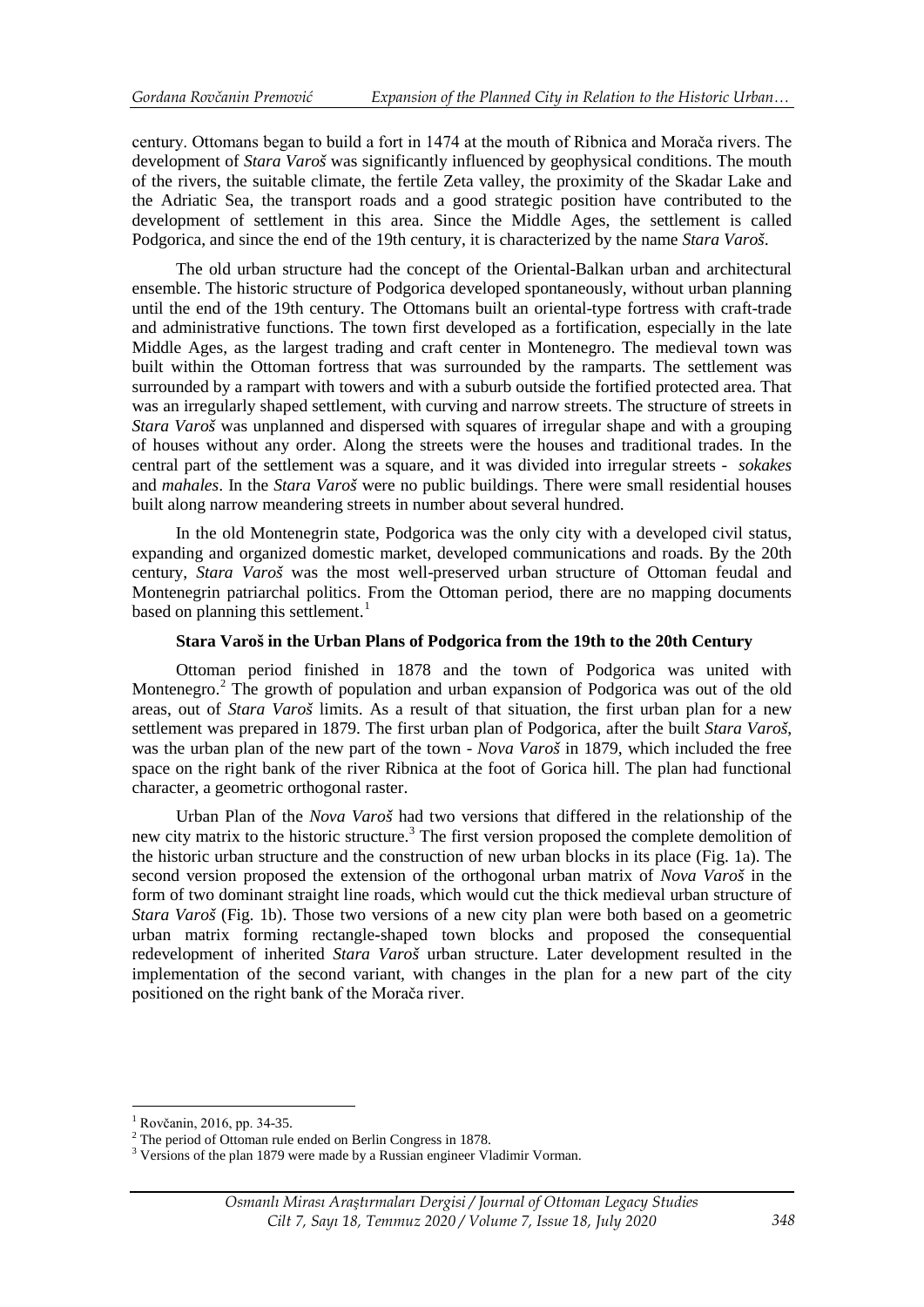century. Ottomans began to build a fort in 1474 at the mouth of Ribnica and Morača rivers. The development of *Stara Varoš* was significantly influenced by geophysical conditions. The mouth of the rivers, the suitable climate, the fertile Zeta valley, the proximity of the Skadar Lake and the Adriatic Sea, the transport roads and a good strategic position have contributed to the development of settlement in this area. Since the Middle Ages, the settlement is called Podgorica, and since the end of the 19th century, it is characterized by the name *Stara Varoš*.

The old urban structure had the concept of the Oriental-Balkan urban and architectural ensemble. The historic structure of Podgorica developed spontaneously, without urban planning until the end of the 19th century. The Ottomans built an oriental-type fortress with craft-trade and administrative functions. The town first developed as a fortification, especially in the late Middle Ages, as the largest trading and craft center in Montenegro. The medieval town was built within the Ottoman fortress that was surrounded by the ramparts. The settlement was surrounded by a rampart with towers and with a suburb outside the fortified protected area. That was an irregularly shaped settlement, with curving and narrow streets. The structure of streets in *Stara Varoš* was unplanned and dispersed with squares of irregular shape and with a grouping of houses without any order. Along the streets were the houses and traditional trades. In the central part of the settlement was a square, and it was divided into irregular streets - *sokakes* and *mahales*. In the *Stara Varoš* were no public buildings. There were small residential houses built along narrow meandering streets in number about several hundred.

In the old Montenegrin state, Podgorica was the only city with a developed civil status, expanding and organized domestic market, developed communications and roads. By the 20th century, *Stara Varoš* was the most well-preserved urban structure of Ottoman feudal and Montenegrin patriarchal politics. From the Ottoman period, there are no mapping documents based on planning this settlement.[1]

### Stara Varoš in the Urban Plans of Podgorica from the 19th to the 20th Century

Ottoman period finished in 1878 and the town of Podgorica was united with Montenegro.[2] The growth of population and urban expansion of Podgorica was out of the old areas, out of *Stara Varoš* limits. As a result of that situation, the first urban plan for a new settlement was prepared in 1879. The first urban plan of Podgorica, after the built *Stara Varoš*, was the urban plan of the new part of the town - *Nova Varoš* in 1879, which included the free space on the right bank of the river Ribnica at the foot of Gorica hill. The plan had functional character, a geometric orthogonal raster.

Urban Plan of the *Nova Varoš* had two versions that differed in the relationship of the new city matrix to the historic structure.[3] The first version proposed the complete demolition of the historic urban structure and the construction of new urban blocks in its place (Fig. 1a). The second version proposed the extension of the orthogonal urban matrix of *Nova Varoš* in the form of two dominant straight line roads, which would cut the thick medieval urban structure of *Stara Varoš* (Fig. 1b). Those two versions of a new city plan were both based on a geometric urban matrix forming rectangle-shaped town blocks and proposed the consequential redevelopment of inherited *Stara Varoš* urban structure. Later development resulted in the implementation of the second variant, with changes in the plan for a new part of the city positioned on the right bank of the Morača river.

---

[1] Rovčanin, 2016, pp. 34-35.

[2] The period of Ottoman rule ended on Berlin Congress in 1878.

[3] Versions of the plan 1879 were made by a Russian engineer Vladimir Vorman.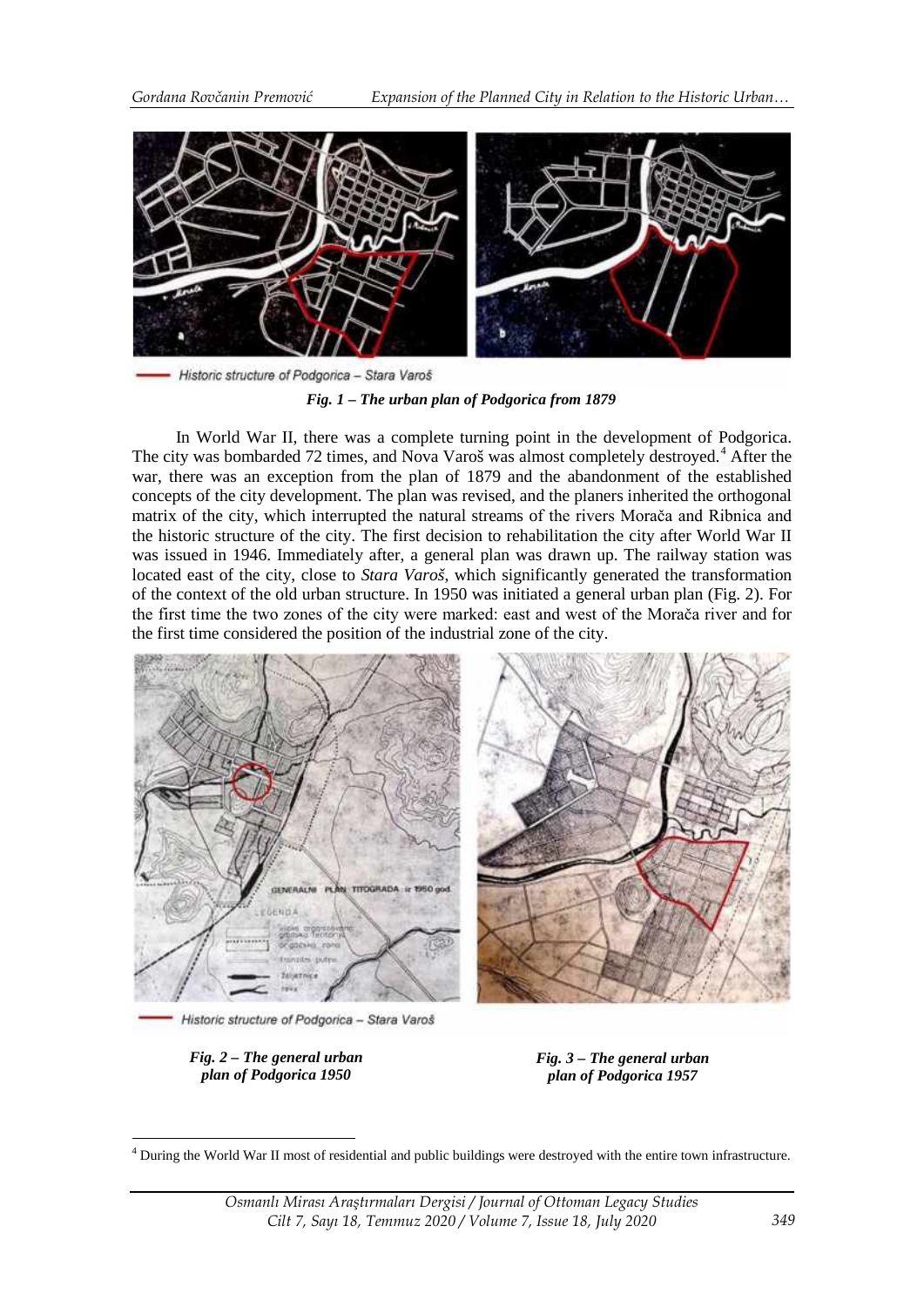Historic structure of Podgorica – Stara Varoš

***Fig. 1 – The urban plan of Podgorica from 1879***

In World War II, there was a complete turning point in the development of Podgorica. The city was bombarded 72 times, and Nova Varoš was almost completely destroyed.[4] After the war, there was an exception from the plan of 1879 and the abandonment of the established concepts of the city development. The plan was revised, and the planers inherited the orthogonal matrix of the city, which interrupted the natural streams of the rivers Morača and Ribnica and the historic structure of the city. The first decision to rehabilitation the city after World War II was issued in 1946. Immediately after, a general plan was drawn up. The railway station was located east of the city, close to *Stara Varoš*, which significantly generated the transformation of the context of the old urban structure. In 1950 was initiated a general urban plan (Fig. 2). For the first time the two zones of the city were marked: east and west of the Morača river and for the first time considered the position of the industrial zone of the city.

Historic structure of Podgorica – Stara Varoš

***Fig. 2 – The general urban plan of Podgorica 1950***

***Fig. 3 – The general urban plan of Podgorica 1957***

[4] During the World War II most of residential and public buildings were destroyed with the entire town infrastructure.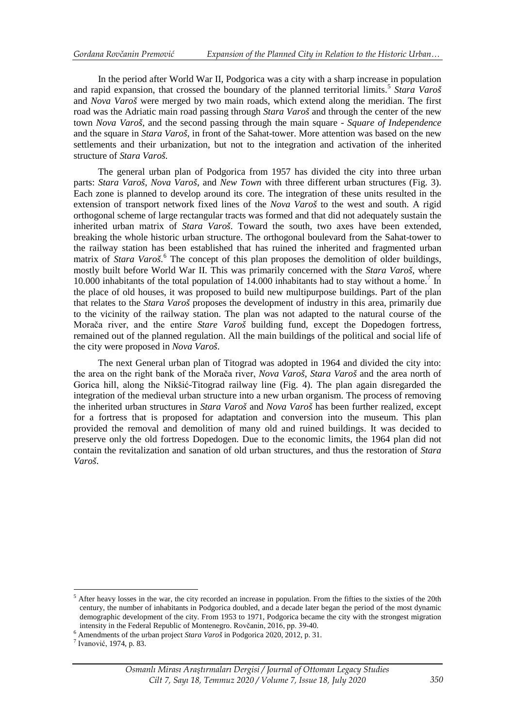In the period after World War II, Podgorica was a city with a sharp increase in population and rapid expansion, that crossed the boundary of the planned territorial limits.[5] *Stara Varoš* and *Nova Varoš* were merged by two main roads, which extend along the meridian. The first road was the Adriatic main road passing through *Stara Varoš* and through the center of the new town *Nova Varoš*, and the second passing through the main square - *Square of Independence* and the square in *Stara Varoš*, in front of the Sahat-tower. More attention was based on the new settlements and their urbanization, but not to the integration and activation of the inherited structure of *Stara Varoš*.

The general urban plan of Podgorica from 1957 has divided the city into three urban parts: *Stara Varoš*, *Nova Varoš*, and *New Town* with three different urban structures (Fig. 3). Each zone is planned to develop around its core. The integration of these units resulted in the extension of transport network fixed lines of the *Nova Varoš* to the west and south. A rigid orthogonal scheme of large rectangular tracts was formed and that did not adequately sustain the inherited urban matrix of *Stara Varoš*. Toward the south, two axes have been extended, breaking the whole historic urban structure. The orthogonal boulevard from the Sahat-tower to the railway station has been established that has ruined the inherited and fragmented urban matrix of *Stara Varoš*.[6] The concept of this plan proposes the demolition of older buildings, mostly built before World War II. This was primarily concerned with the *Stara Varoš*, where 10.000 inhabitants of the total population of 14.000 inhabitants had to stay without a home.[7] In the place of old houses, it was proposed to build new multipurpose buildings. Part of the plan that relates to the *Stara Varoš* proposes the development of industry in this area, primarily due to the vicinity of the railway station. The plan was not adapted to the natural course of the Morača river, and the entire *Stare Varoš* building fund, except the Dopedogen fortress, remained out of the planned regulation. All the main buildings of the political and social life of the city were proposed in *Nova Varoš*.

The next General urban plan of Titograd was adopted in 1964 and divided the city into: the area on the right bank of the Morača river, *Nova Varoš*, *Stara Varoš* and the area north of Gorica hill, along the Nikšić-Titograd railway line (Fig. 4). The plan again disregarded the integration of the medieval urban structure into a new urban organism. The process of removing the inherited urban structures in *Stara Varoš* and *Nova Varoš* has been further realized, except for a fortress that is proposed for adaptation and conversion into the museum. This plan provided the removal and demolition of many old and ruined buildings. It was decided to preserve only the old fortress Dopedogen. Due to the economic limits, the 1964 plan did not contain the revitalization and sanation of old urban structures, and thus the restoration of *Stara Varoš*.

---

[5] After heavy losses in the war, the city recorded an increase in population. From the fifties to the sixties of the 20th century, the number of inhabitants in Podgorica doubled, and a decade later began the period of the most dynamic demographic development of the city. From 1953 to 1971, Podgorica became the city with the strongest migration intensity in the Federal Republic of Montenegro. Rovčanin, 2016, pp. 39-40.

[6] Amendments of the urban project *Stara Varoš* in Podgorica 2020, 2012, p. 31.

[7] Ivanović, 1974, p. 83.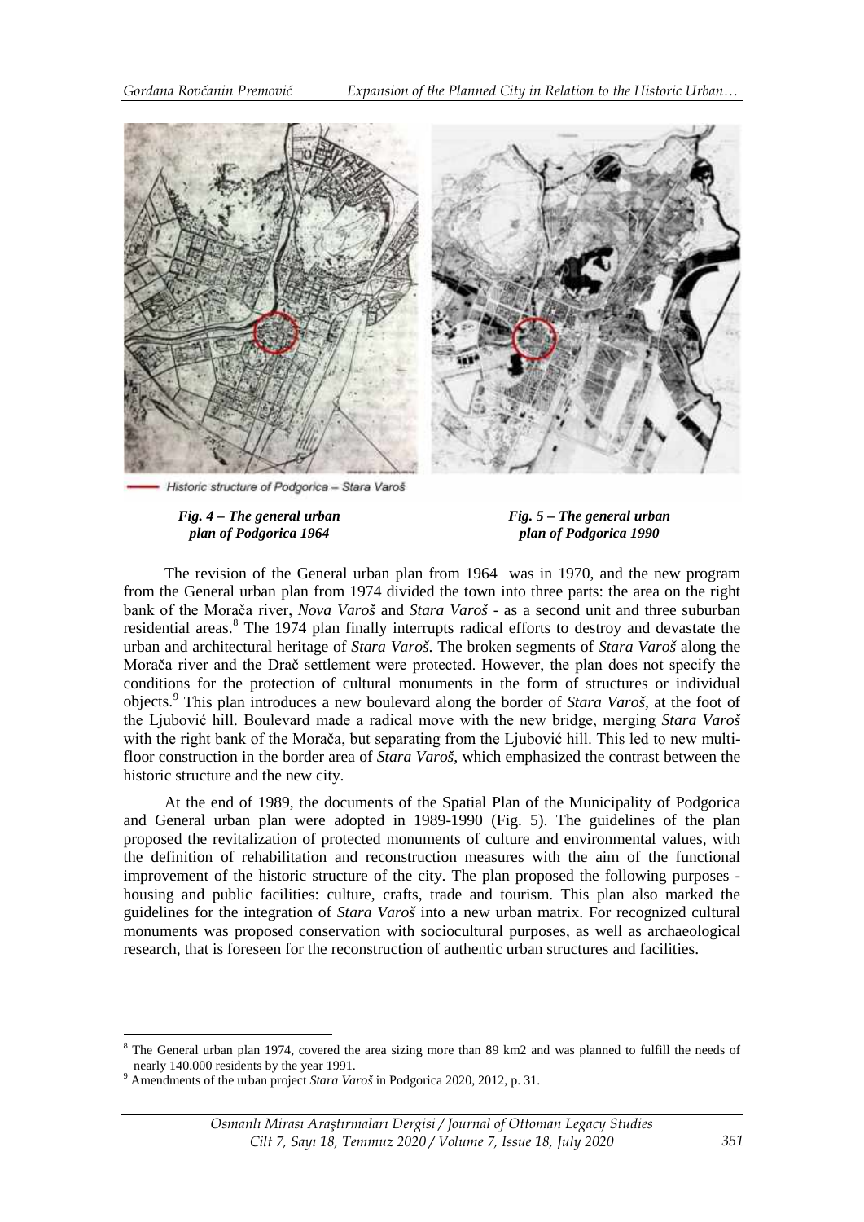Historic structure of Podgorica – Stara Varoš

*Fig. 4 – The general urban plan of Podgorica 1964*

*Fig. 5 – The general urban plan of Podgorica 1990*

The revision of the General urban plan from 1964 was in 1970, and the new program from the General urban plan from 1974 divided the town into three parts: the area on the right bank of the Morača river, *Nova Varoš* and *Stara Varoš* - as a second unit and three suburban residential areas.[8] The 1974 plan finally interrupts radical efforts to destroy and devastate the urban and architectural heritage of *Stara Varoš*. The broken segments of *Stara Varoš* along the Morača river and the Drač settlement were protected. However, the plan does not specify the conditions for the protection of cultural monuments in the form of structures or individual objects.[9] This plan introduces a new boulevard along the border of *Stara Varoš*, at the foot of the Ljubović hill. Boulevard made a radical move with the new bridge, merging *Stara Varoš* with the right bank of the Morača, but separating from the Ljubović hill. This led to new multi-floor construction in the border area of *Stara Varoš*, which emphasized the contrast between the historic structure and the new city.

At the end of 1989, the documents of the Spatial Plan of the Municipality of Podgorica and General urban plan were adopted in 1989-1990 (Fig. 5). The guidelines of the plan proposed the revitalization of protected monuments of culture and environmental values, with the definition of rehabilitation and reconstruction measures with the aim of the functional improvement of the historic structure of the city. The plan proposed the following purposes - housing and public facilities: culture, crafts, trade and tourism. This plan also marked the guidelines for the integration of *Stara Varoš* into a new urban matrix. For recognized cultural monuments was proposed conservation with sociocultural purposes, as well as archaeological research, that is foreseen for the reconstruction of authentic urban structures and facilities.

[8] The General urban plan 1974, covered the area sizing more than 89 km2 and was planned to fulfill the needs of nearly 140.000 residents by the year 1991.

[9] Amendments of the urban project *Stara Varoš* in Podgorica 2020, 2012, p. 31.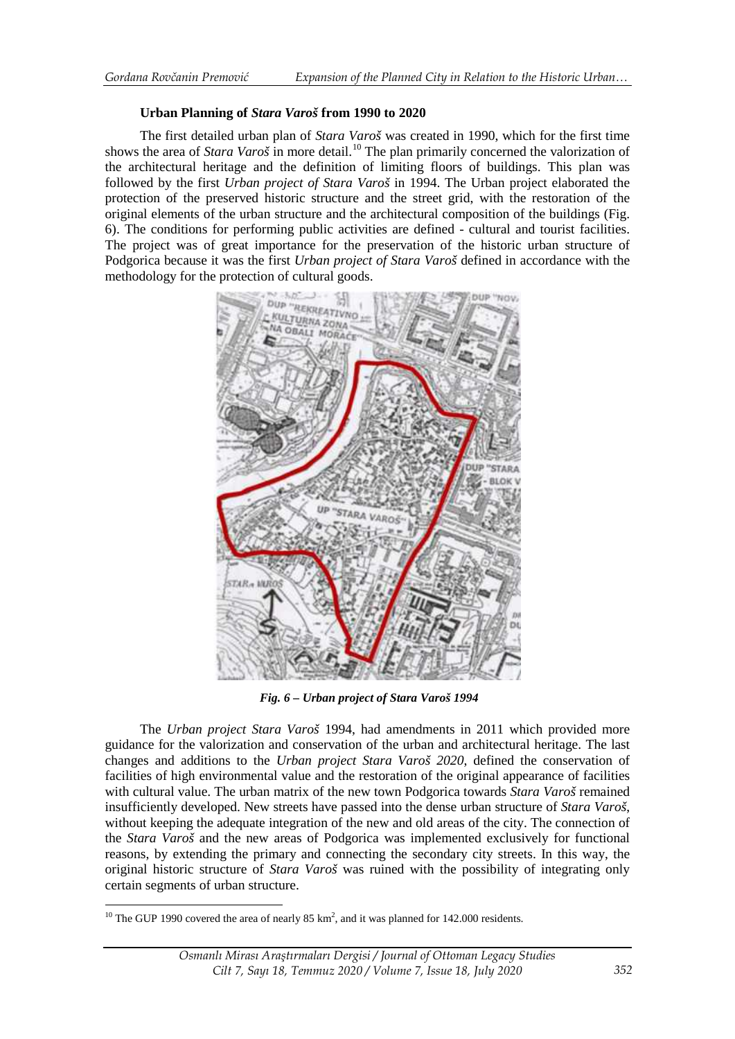### Urban Planning of *Stara Varoš* from 1990 to 2020

The first detailed urban plan of *Stara Varoš* was created in 1990, which for the first time shows the area of *Stara Varoš* in more detail.[10] The plan primarily concerned the valorization of the architectural heritage and the definition of limiting floors of buildings. This plan was followed by the first *Urban project of Stara Varoš* in 1994. The Urban project elaborated the protection of the preserved historic structure and the street grid, with the restoration of the original elements of the urban structure and the architectural composition of the buildings (Fig. 6). The conditions for performing public activities are defined - cultural and tourist facilities. The project was of great importance for the preservation of the historic urban structure of Podgorica because it was the first *Urban project of Stara Varoš* defined in accordance with the methodology for the protection of cultural goods.

***Fig. 6 – Urban project of Stara Varoš 1994***

The *Urban project Stara Varoš* 1994, had amendments in 2011 which provided more guidance for the valorization and conservation of the urban and architectural heritage. The last changes and additions to the *Urban project Stara Varoš 2020*, defined the conservation of facilities of high environmental value and the restoration of the original appearance of facilities with cultural value. The urban matrix of the new town Podgorica towards *Stara Varoš* remained insufficiently developed. New streets have passed into the dense urban structure of *Stara Varoš*, without keeping the adequate integration of the new and old areas of the city. The connection of the *Stara Varoš* and the new areas of Podgorica was implemented exclusively for functional reasons, by extending the primary and connecting the secondary city streets. In this way, the original historic structure of *Stara Varoš* was ruined with the possibility of integrating only certain segments of urban structure.

[10] The GUP 1990 covered the area of nearly 85 $km^2$, and it was planned for 142.000 residents.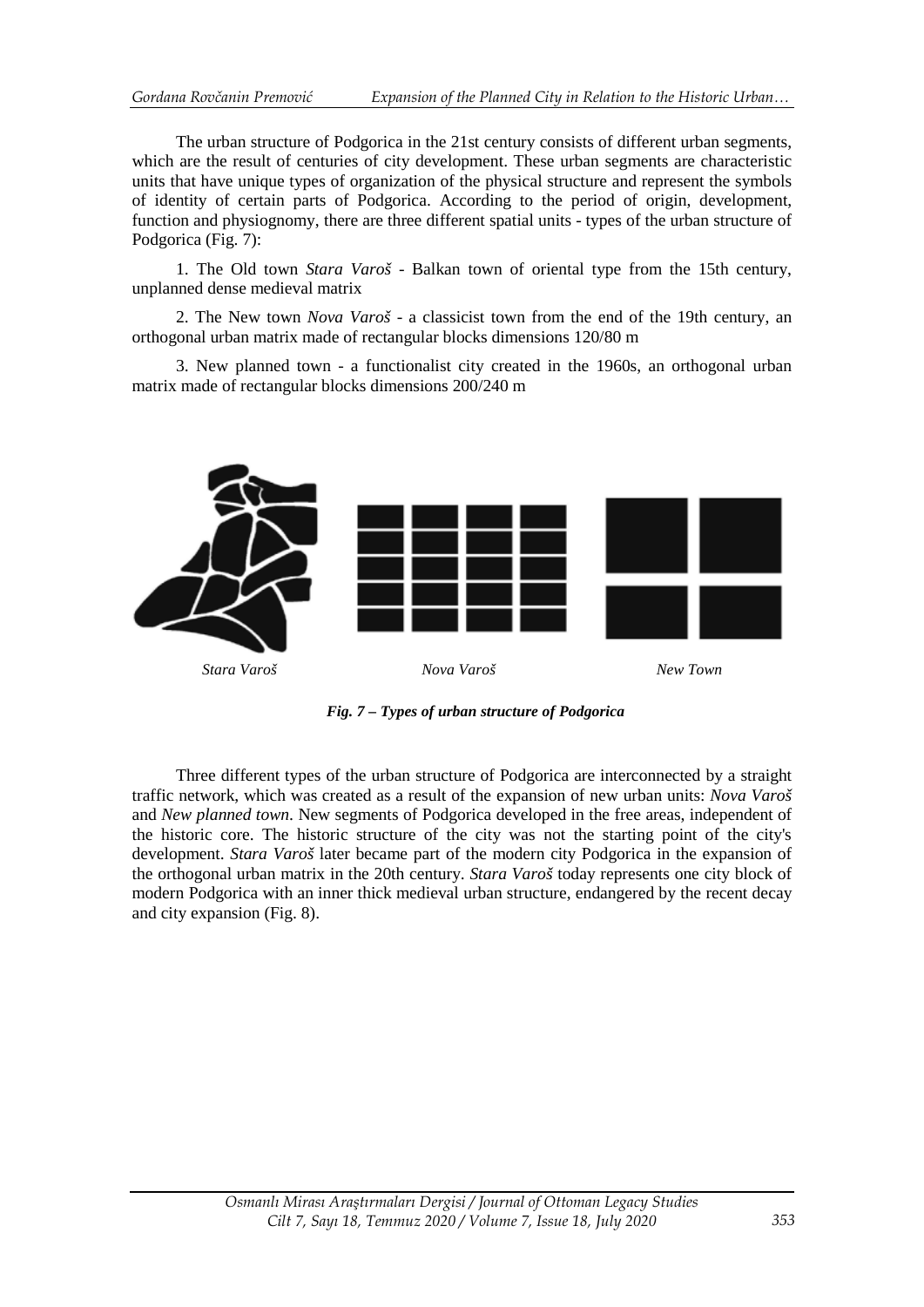The urban structure of Podgorica in the 21st century consists of different urban segments, which are the result of centuries of city development. These urban segments are characteristic units that have unique types of organization of the physical structure and represent the symbols of identity of certain parts of Podgorica. According to the period of origin, development, function and physiognomy, there are three different spatial units - types of the urban structure of Podgorica (Fig. 7):

1. The Old town *Stara Varoš* - Balkan town of oriental type from the 15th century, unplanned dense medieval matrix

2. The New town *Nova Varoš* - a classicist town from the end of the 19th century, an orthogonal urban matrix made of rectangular blocks dimensions 120/80 m

3. New planned town - a functionalist city created in the 1960s, an orthogonal urban matrix made of rectangular blocks dimensions 200/240 m

*Stara Varoš* *Nova Varoš* *New Town*

***Fig. 7 – Types of urban structure of Podgorica***

Three different types of the urban structure of Podgorica are interconnected by a straight traffic network, which was created as a result of the expansion of new urban units: *Nova Varoš* and *New planned town*. New segments of Podgorica developed in the free areas, independent of the historic core. The historic structure of the city was not the starting point of the city's development. *Stara Varoš* later became part of the modern city Podgorica in the expansion of the orthogonal urban matrix in the 20th century. *Stara Varoš* today represents one city block of modern Podgorica with an inner thick medieval urban structure, endangered by the recent decay and city expansion (Fig. 8).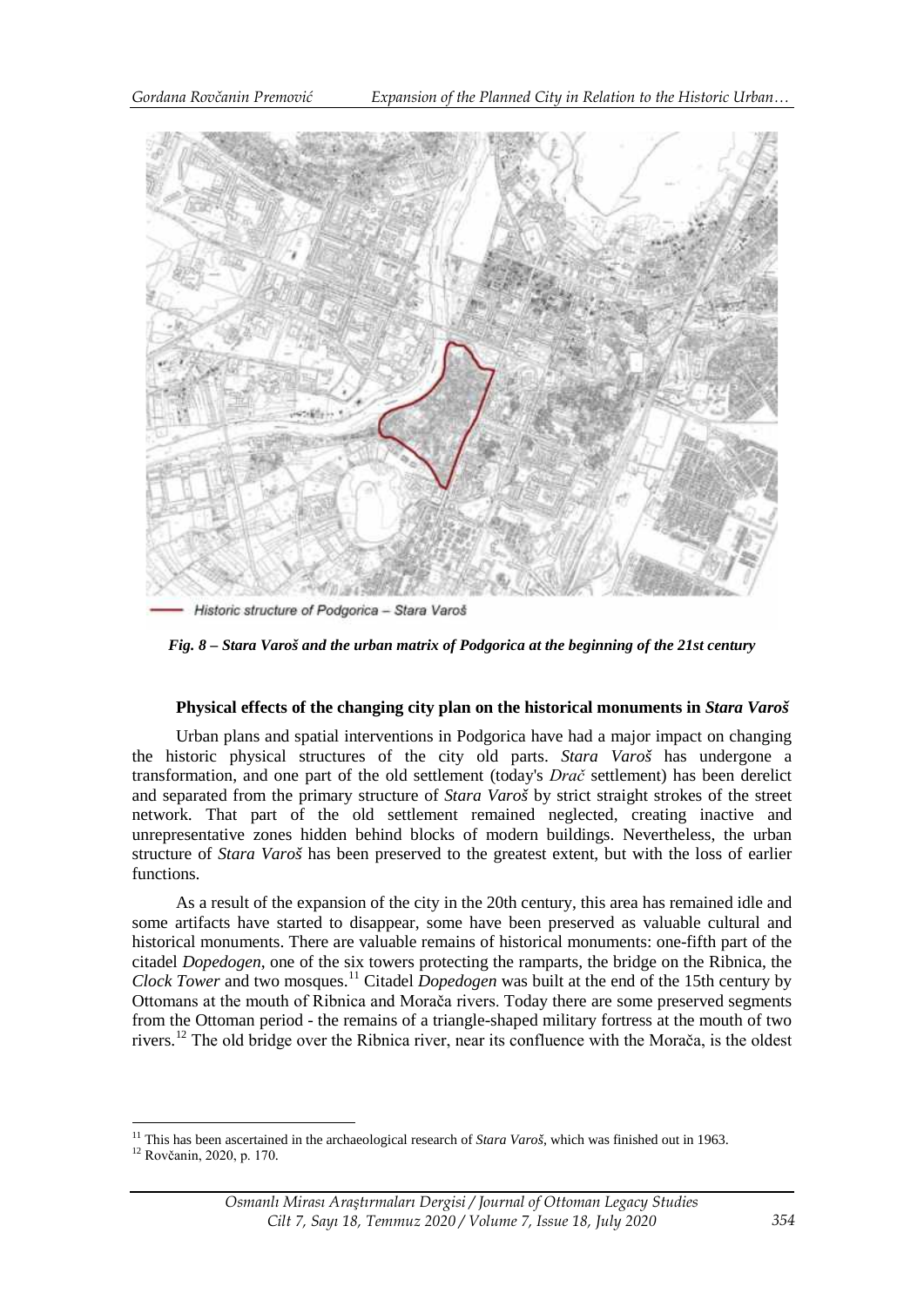Historic structure of Podgorica – Stara Varoš

***Fig. 8 – Stara Varoš and the urban matrix of Podgorica at the beginning of the 21st century***

#### Physical effects of the changing city plan on the historical monuments in *Stara Varoš*

Urban plans and spatial interventions in Podgorica have had a major impact on changing the historic physical structures of the city old parts. *Stara Varoš* has undergone a transformation, and one part of the old settlement (today's *Drač* settlement) has been derelict and separated from the primary structure of *Stara Varoš* by strict straight strokes of the street network. That part of the old settlement remained neglected, creating inactive and unrepresentative zones hidden behind blocks of modern buildings. Nevertheless, the urban structure of *Stara Varoš* has been preserved to the greatest extent, but with the loss of earlier functions.

As a result of the expansion of the city in the 20th century, this area has remained idle and some artifacts have started to disappear, some have been preserved as valuable cultural and historical monuments. There are valuable remains of historical monuments: one-fifth part of the citadel *Dopedogen*, one of the six towers protecting the ramparts, the bridge on the Ribnica, the *Clock Tower* and two mosques.[11] Citadel *Dopedogen* was built at the end of the 15th century by Ottomans at the mouth of Ribnica and Morača rivers. Today there are some preserved segments from the Ottoman period - the remains of a triangle-shaped military fortress at the mouth of two rivers.[12] The old bridge over the Ribnica river, near its confluence with the Morača, is the oldest

[11] This has been ascertained in the archaeological research of *Stara Varoš*, which was finished out in 1963.

[12] Rovčanin, 2020, p. 170.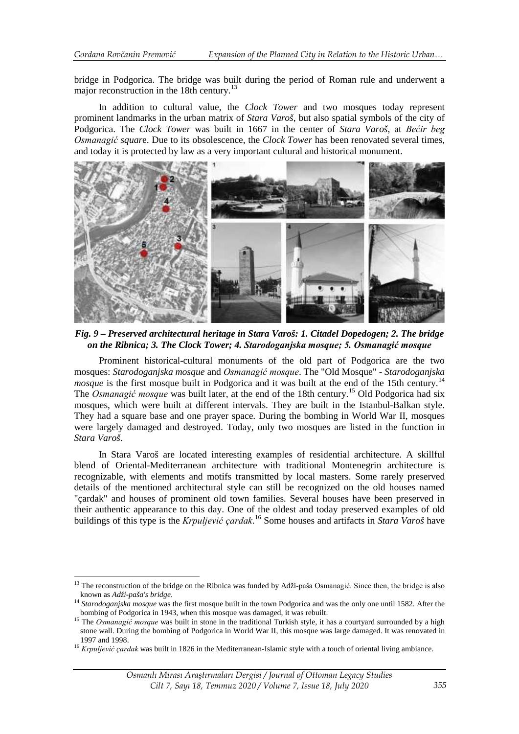bridge in Podgorica. The bridge was built during the period of Roman rule and underwent a major reconstruction in the 18th century.[13]

In addition to cultural value, the *Clock Tower* and two mosques today represent prominent landmarks in the urban matrix of *Stara Varoš*, but also spatial symbols of the city of Podgorica. The *Clock Tower* was built in 1667 in the center of *Stara Varoš*, at *Bećir beg Osmanagić squar*e. Due to its obsolescence, the *Clock Tower* has been renovated several times, and today it is protected by law as a very important cultural and historical monument.

***Fig. 9 – Preserved architectural heritage in Stara Varoš: 1. Citadel Dopedogen; 2. The bridge on the Ribnica; 3. The Clock Tower; 4. Starodoganjska mosque; 5. Osmanagić mosque***

Prominent historical-cultural monuments of the old part of Podgorica are the two mosques: *Starodoganjska mosque* and *Osmanagić mosque*. The "Old Mosque" - *Starodoganjska mosque* is the first mosque built in Podgorica and it was built at the end of the 15th century.[14] The *Osmanagić mosque* was built later, at the end of the 18th century.[15] Old Podgorica had six mosques, which were built at different intervals. They are built in the Istanbul-Balkan style. They had a square base and one prayer space. During the bombing in World War II, mosques were largely damaged and destroyed. Today, only two mosques are listed in the function in *Stara Varoš*.

In Stara Varoš are located interesting examples of residential architecture. A skillful blend of Oriental-Mediterranean architecture with traditional Montenegrin architecture is recognizable, with elements and motifs transmitted by local masters. Some rarely preserved details of the mentioned architectural style can still be recognized on the old houses named "çardak" and houses of prominent old town families. Several houses have been preserved in their authentic appearance to this day. One of the oldest and today preserved examples of old buildings of this type is the *Krpuljević çardak*.[16] Some houses and artifacts in *Stara Varoš* have

---

[13] The reconstruction of the bridge on the Ribnica was funded by Adži-paša Osmanagić. Since then, the bridge is also known as *Adži-paša's bridge*.

[14] *Starodoganjska mosque* was the first mosque built in the town Podgorica and was the only one until 1582. After the bombing of Podgorica in 1943, when this mosque was damaged, it was rebuilt.

[15] The *Osmanagić mosque* was built in stone in the traditional Turkish style, it has a courtyard surrounded by a high stone wall. During the bombing of Podgorica in World War II, this mosque was large damaged. It was renovated in 1997 and 1998.

[16] *Krpuljević çardak* was built in 1826 in the Mediterranean-Islamic style with a touch of oriental living ambiance.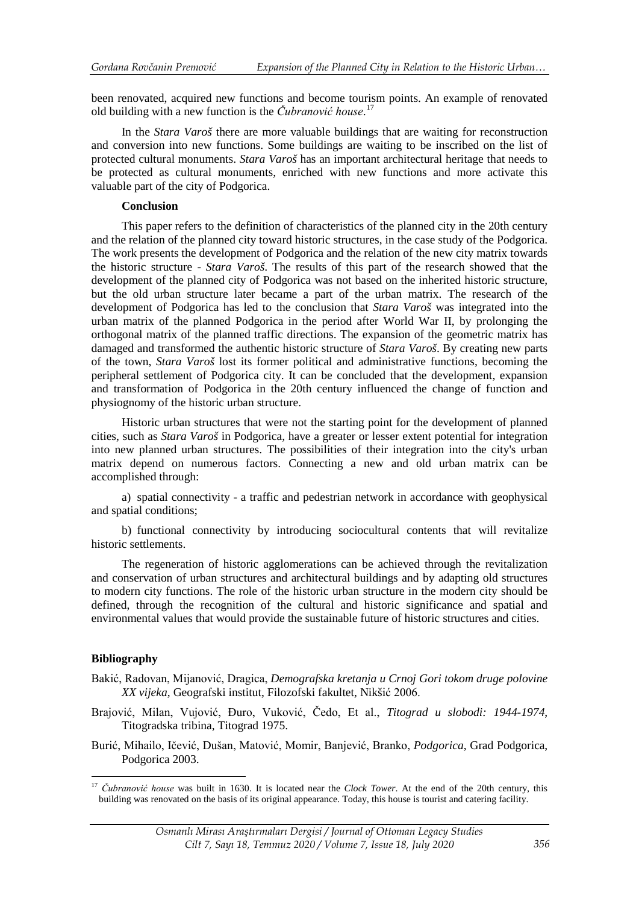been renovated, acquired new functions and become tourism points. An example of renovated old building with a new function is the *Čubranović house*.[17]

In the *Stara Varoš* there are more valuable buildings that are waiting for reconstruction and conversion into new functions. Some buildings are waiting to be inscribed on the list of protected cultural monuments. *Stara Varoš* has an important architectural heritage that needs to be protected as cultural monuments, enriched with new functions and more activate this valuable part of the city of Podgorica.

**Conclusion**

This paper refers to the definition of characteristics of the planned city in the 20th century and the relation of the planned city toward historic structures, in the case study of the Podgorica. The work presents the development of Podgorica and the relation of the new city matrix towards the historic structure - *Stara Varoš*. The results of this part of the research showed that the development of the planned city of Podgorica was not based on the inherited historic structure, but the old urban structure later became a part of the urban matrix. The research of the development of Podgorica has led to the conclusion that *Stara Varoš* was integrated into the urban matrix of the planned Podgorica in the period after World War II, by prolonging the orthogonal matrix of the planned traffic directions. The expansion of the geometric matrix has damaged and transformed the authentic historic structure of *Stara Varoš*. By creating new parts of the town, *Stara Varoš* lost its former political and administrative functions, becoming the peripheral settlement of Podgorica city. It can be concluded that the development, expansion and transformation of Podgorica in the 20th century influenced the change of function and physiognomy of the historic urban structure.

Historic urban structures that were not the starting point for the development of planned cities, such as *Stara Varoš* in Podgorica, have a greater or lesser extent potential for integration into new planned urban structures. The possibilities of their integration into the city's urban matrix depend on numerous factors. Connecting a new and old urban matrix can be accomplished through:

a) spatial connectivity - a traffic and pedestrian network in accordance with geophysical and spatial conditions;

b) functional connectivity by introducing sociocultural contents that will revitalize historic settlements.

The regeneration of historic agglomerations can be achieved through the revitalization and conservation of urban structures and architectural buildings and by adapting old structures to modern city functions. The role of the historic urban structure in the modern city should be defined, through the recognition of the cultural and historic significance and spatial and environmental values that would provide the sustainable future of historic structures and cities.

**Bibliography**

Bakić, Radovan, Mijanović, Dragica, *Demografska kretanja u Crnoj Gori tokom druge polovine XX vijeka*, Geografski institut, Filozofski fakultet, Nikšić 2006.

Brajović, Milan, Vujović, Đuro, Vuković, Čedo, Et al., *Titograd u slobodi: 1944-1974*, Titogradska tribina, Titograd 1975.

Burić, Mihailo, Ičević, Dušan, Matović, Momir, Banjević, Branko, *Podgorica*, Grad Podgorica, Podgorica 2003.

[17] *Čubranović house* was built in 1630. It is located near the *Clock Tower*. At the end of the 20th century, this building was renovated on the basis of its original appearance. Today, this house is tourist and catering facility.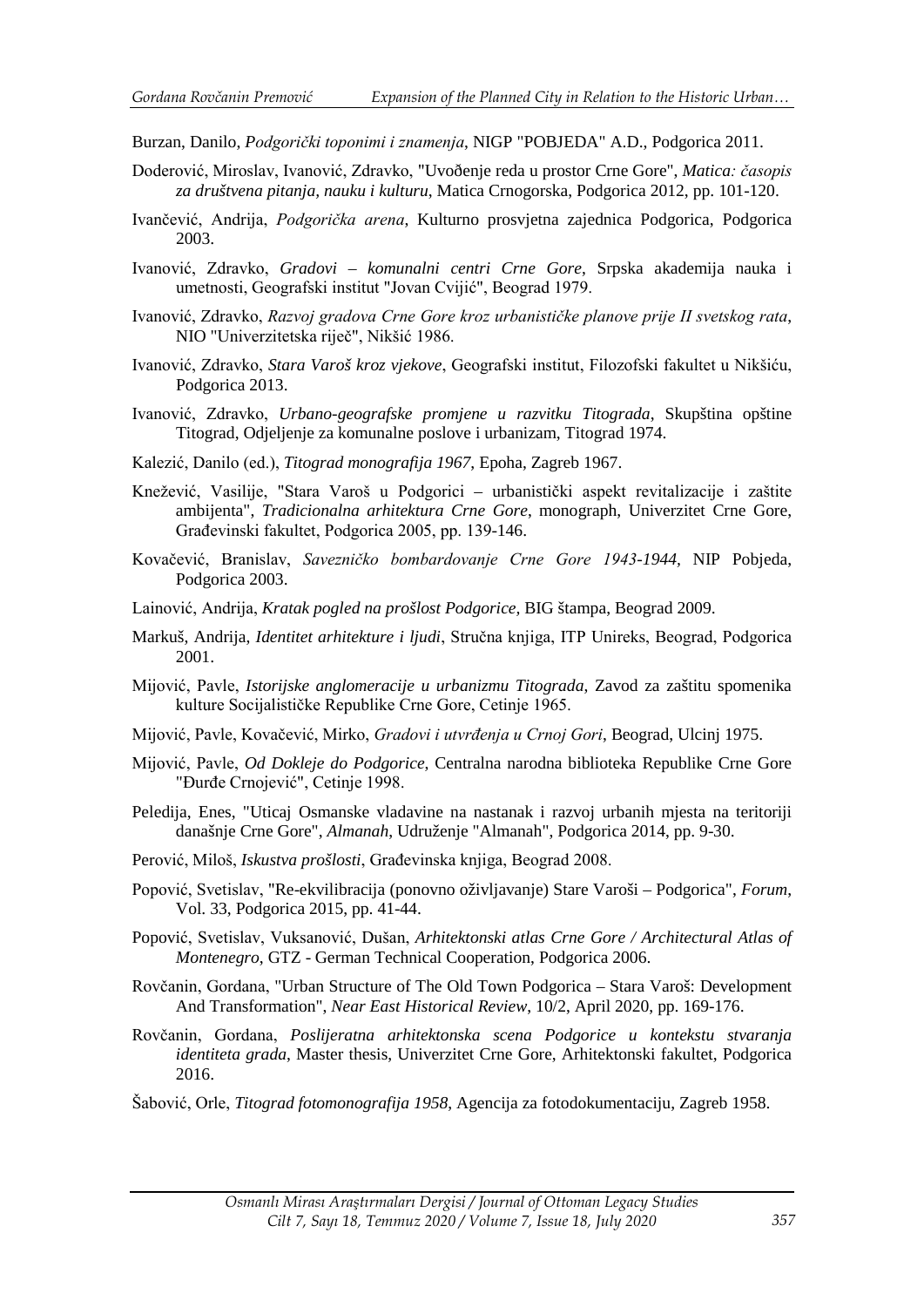Burzan, Danilo, *Podgorički toponimi i znamenja*, NIGP "POBJEDA" A.D., Podgorica 2011.

Doderović, Miroslav, Ivanović, Zdravko, "Uvođenje reda u prostor Crne Gore", *Matica: časopis za društvena pitanja, nauku i kulturu*, Matica Crnogorska, Podgorica 2012, pp. 101-120.

Ivančević, Andrija, *Podgorička arena*, Kulturno prosvjetna zajednica Podgorica, Podgorica 2003.

Ivanović, Zdravko, *Gradovi – komunalni centri Crne Gore*, Srpska akademija nauka i umetnosti, Geografski institut "Jovan Cvijić", Beograd 1979.

Ivanović, Zdravko, *Razvoj gradova Crne Gore kroz urbanističke planove prije II svetskog rata*, NIO "Univerzitetska riječ", Nikšić 1986.

Ivanović, Zdravko, *Stara Varoš kroz vjekove*, Geografski institut, Filozofski fakultet u Nikšiću, Podgorica 2013.

Ivanović, Zdravko, *Urbano-geografske promjene u razvitku Titograda*, Skupština opštine Titograd, Odjeljenje za komunalne poslove i urbanizam, Titograd 1974.

Kalezić, Danilo (ed.), *Titograd monografija 1967*, Epoha, Zagreb 1967.

Knežević, Vasilije, "Stara Varoš u Podgorici – urbanistički aspekt revitalizacije i zaštite ambijenta", *Tradicionalna arhitektura Crne Gore*, monograph, Univerzitet Crne Gore, Građevinski fakultet, Podgorica 2005, pp. 139-146.

Kovačević, Branislav, *Savezničko bombardovanje Crne Gore 1943-1944,* NIP Pobjeda, Podgorica 2003.

Lainović, Andrija, *Kratak pogled na prošlost Podgorice,* BIG štampa, Beograd 2009.

Markuš, Andrija, *Identitet arhitekture i ljudi*, Stručna knjiga, ITP Unireks, Beograd, Podgorica 2001.

Mijović, Pavle, *Istorijske anglomeracije u urbanizmu Titograda*, Zavod za zaštitu spomenika kulture Socijalističke Republike Crne Gore, Cetinje 1965.

Mijović, Pavle, Kovačević, Mirko, *Gradovi i utvrđenja u Crnoj Gori*, Beograd, Ulcinj 1975.

Mijović, Pavle, *Od Dokleje do Podgorice*, Centralna narodna biblioteka Republike Crne Gore "Đurđe Crnojević", Cetinje 1998.

Peledija, Enes, "Uticaj Osmanske vladavine na nastanak i razvoj urbanih mjesta na teritoriji današnje Crne Gore", *Almanah*, Udruženje "Almanah", Podgorica 2014, pp. 9-30.

Perović, Miloš, *Iskustva prošlosti*, Građevinska knjiga, Beograd 2008.

Popović, Svetislav, "Re-ekvilibracija (ponovno oživljavanje) Stare Varoši – Podgorica", *Forum*, Vol. 33, Podgorica 2015, pp. 41-44.

Popović, Svetislav, Vuksanović, Dušan, *Arhitektonski atlas Crne Gore / Architectural Atlas of Montenegro*, GTZ - German Technical Cooperation, Podgorica 2006.

Rovčanin, Gordana, "Urban Structure of The Old Town Podgorica – Stara Varoš: Development And Transformation", *Near East Historical Review*, 10/2, April 2020, pp. 169-176.

Rovčanin, Gordana, *Poslijeratna arhitektonska scena Podgorice u kontekstu stvaranja identiteta grada*, Master thesis, Univerzitet Crne Gore, Arhitektonski fakultet, Podgorica 2016.

Šabović, Orle, *Titograd fotomonografija 1958*, Agencija za fotodokumentaciju, Zagreb 1958.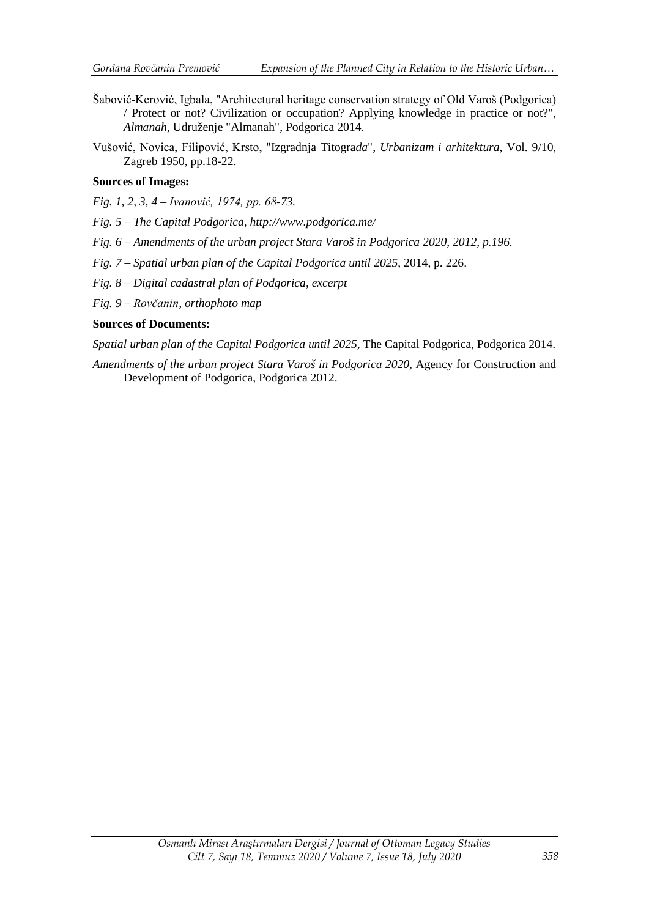Šabović-Kerović, Igbala, "Architectural heritage conservation strategy of Old Varoš (Podgorica) / Protect or not? Civilization or occupation? Applying knowledge in practice or not?", *Almanah*, Udruženje "Almanah", Podgorica 2014.

Vušović, Novica, Filipović, Krsto, "Izgradnja Titograda", *Urbanizam i arhitektura*, Vol. 9/10, Zagreb 1950, pp.18-22.

**Sources of Images:**

*Fig. 1, 2, 3, 4 – Ivanović, 1974, pp. 68-73.*

*Fig. 5 – The Capital Podgorica, http://www.podgorica.me/*

*Fig. 6 – Amendments of the urban project Stara Varoš in Podgorica 2020, 2012, p.196.*

*Fig. 7 – Spatial urban plan of the Capital Podgorica until 2025*, 2014, p. 226.

*Fig. 8 – Digital cadastral plan of Podgorica, excerpt*

*Fig. 9 – Rovčanin, orthophoto map*

**Sources of Documents:**

*Spatial urban plan of the Capital Podgorica until 2025*, The Capital Podgorica, Podgorica 2014.

*Amendments of the urban project Stara Varoš in Podgorica 2020*, Agency for Construction and Development of Podgorica, Podgorica 2012.